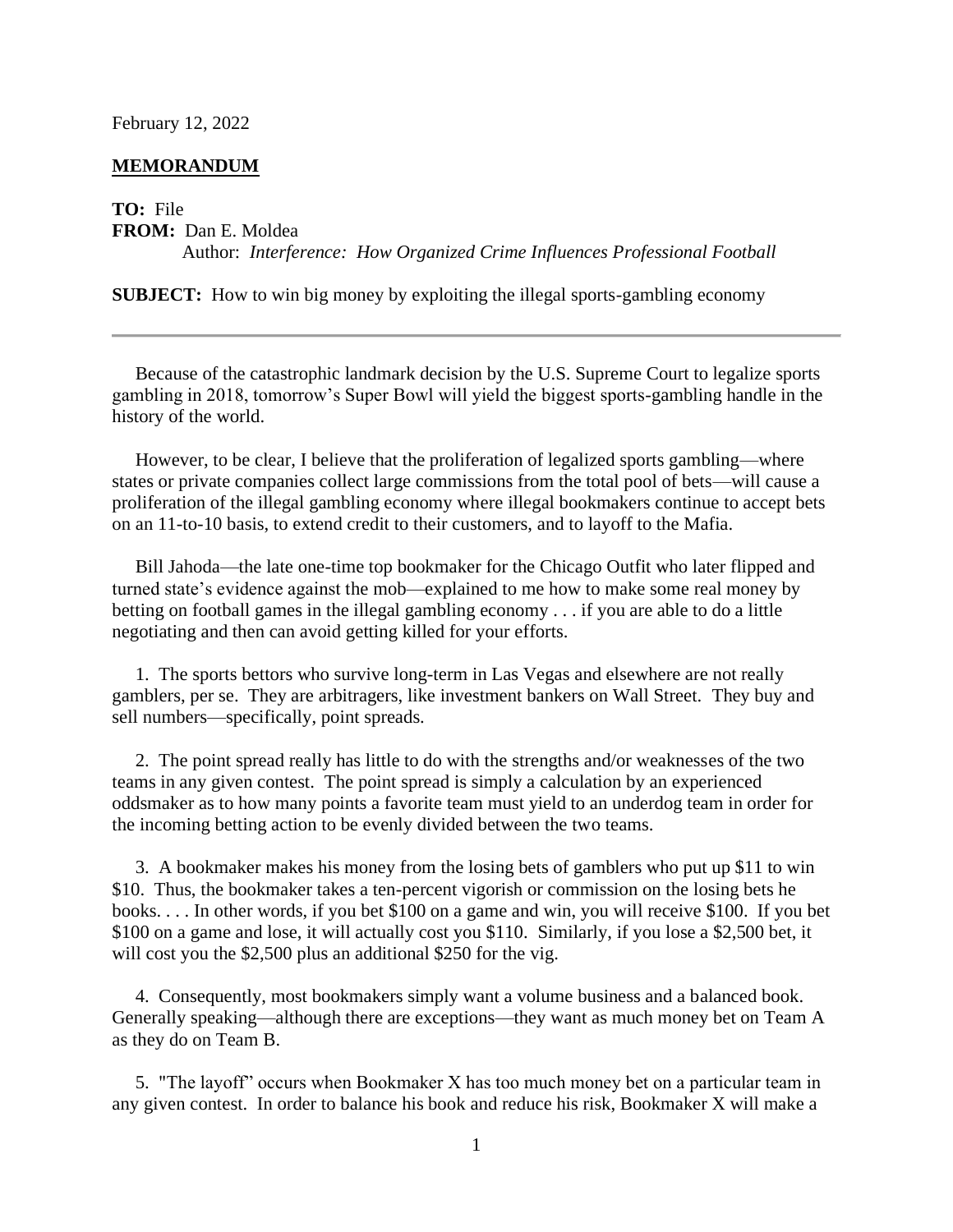February 12, 2022

**MEMORANDUM**

**TO:** File
**FROM:** Dan E. Moldea
Author: *Interference: How Organized Crime Influences Professional Football*

**SUBJECT:** How to win big money by exploiting the illegal sports-gambling economy

---

Because of the catastrophic landmark decision by the U.S. Supreme Court to legalize sports gambling in 2018, tomorrow's Super Bowl will yield the biggest sports-gambling handle in the history of the world.

However, to be clear, I believe that the proliferation of legalized sports gambling—where states or private companies collect large commissions from the total pool of bets—will cause a proliferation of the illegal gambling economy where illegal bookmakers continue to accept bets on an 11-to-10 basis, to extend credit to their customers, and to layoff to the Mafia.

Bill Jahoda—the late one-time top bookmaker for the Chicago Outfit who later flipped and turned state's evidence against the mob—explained to me how to make some real money by betting on football games in the illegal gambling economy . . . if you are able to do a little negotiating and then can avoid getting killed for your efforts.

1. The sports bettors who survive long-term in Las Vegas and elsewhere are not really gamblers, per se. They are arbitragers, like investment bankers on Wall Street. They buy and sell numbers—specifically, point spreads.

2. The point spread really has little to do with the strengths and/or weaknesses of the two teams in any given contest. The point spread is simply a calculation by an experienced oddsmaker as to how many points a favorite team must yield to an underdog team in order for the incoming betting action to be evenly divided between the two teams.

3. A bookmaker makes his money from the losing bets of gamblers who put up $11 to win $10. Thus, the bookmaker takes a ten-percent vigorish or commission on the losing bets he books. . . . In other words, if you bet $100 on a game and win, you will receive $100. If you bet $100 on a game and lose, it will actually cost you $110. Similarly, if you lose a $2,500 bet, it will cost you the $2,500 plus an additional $250 for the vig.

4. Consequently, most bookmakers simply want a volume business and a balanced book. Generally speaking—although there are exceptions—they want as much money bet on Team A as they do on Team B.

5. "The layoff" occurs when Bookmaker X has too much money bet on a particular team in any given contest. In order to balance his book and reduce his risk, Bookmaker X will make a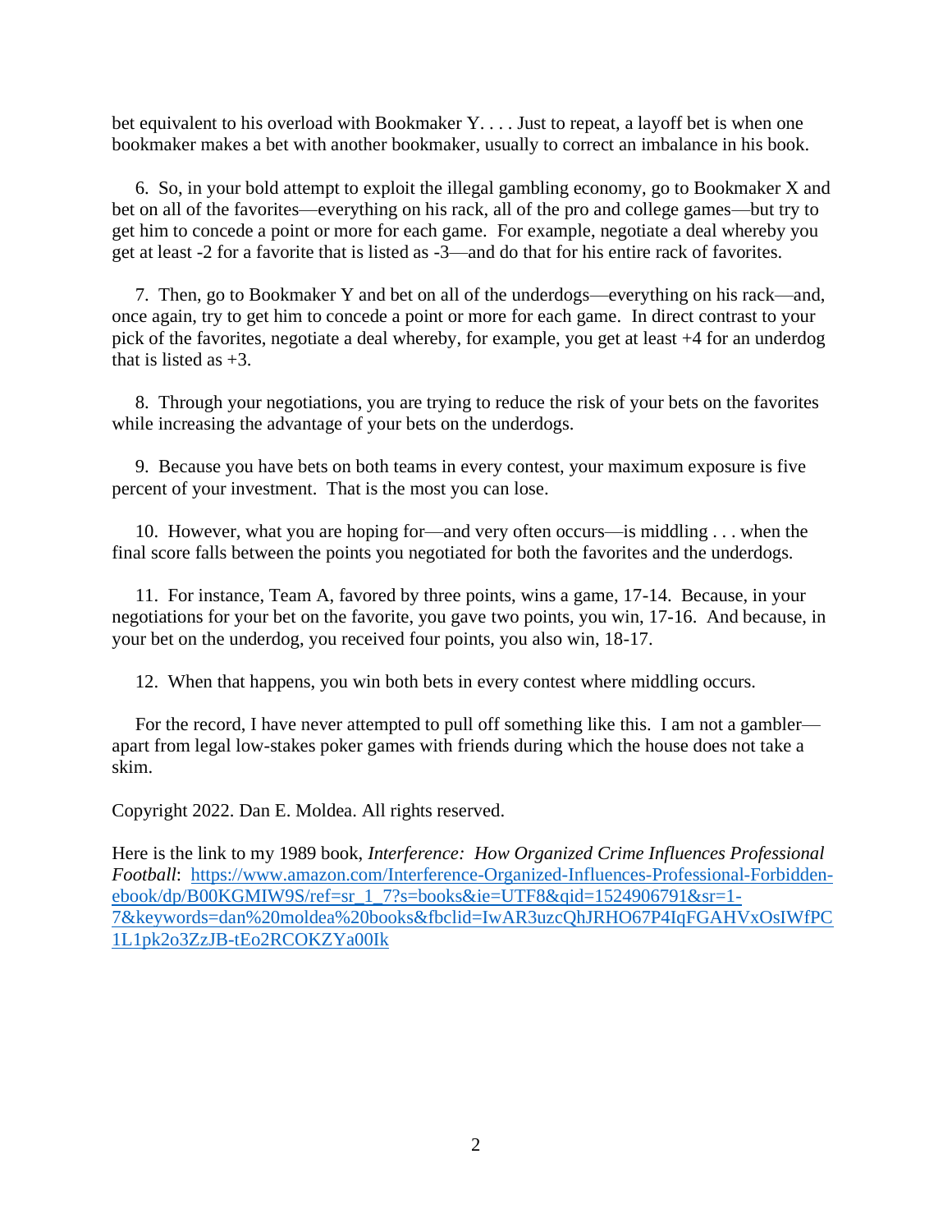bet equivalent to his overload with Bookmaker Y. . . . Just to repeat, a layoff bet is when one bookmaker makes a bet with another bookmaker, usually to correct an imbalance in his book.

6. So, in your bold attempt to exploit the illegal gambling economy, go to Bookmaker X and bet on all of the favorites—everything on his rack, all of the pro and college games—but try to get him to concede a point or more for each game. For example, negotiate a deal whereby you get at least -2 for a favorite that is listed as -3—and do that for his entire rack of favorites.

7. Then, go to Bookmaker Y and bet on all of the underdogs—everything on his rack—and, once again, try to get him to concede a point or more for each game. In direct contrast to your pick of the favorites, negotiate a deal whereby, for example, you get at least +4 for an underdog that is listed as +3.

8. Through your negotiations, you are trying to reduce the risk of your bets on the favorites while increasing the advantage of your bets on the underdogs.

9. Because you have bets on both teams in every contest, your maximum exposure is five percent of your investment. That is the most you can lose.

10. However, what you are hoping for—and very often occurs—is middling . . . when the final score falls between the points you negotiated for both the favorites and the underdogs.

11. For instance, Team A, favored by three points, wins a game, 17-14. Because, in your negotiations for your bet on the favorite, you gave two points, you win, 17-16. And because, in your bet on the underdog, you received four points, you also win, 18-17.

12. When that happens, you win both bets in every contest where middling occurs.

For the record, I have never attempted to pull off something like this. I am not a gambler—apart from legal low-stakes poker games with friends during which the house does not take a skim.

Copyright 2022. Dan E. Moldea. All rights reserved.

Here is the link to my 1989 book, *Interference: How Organized Crime Influences Professional Football*: https://www.amazon.com/Interference-Organized-Influences-Professional-Forbidden-ebook/dp/B00KGMIW9S/ref=sr_1_7?s=books&ie=UTF8&qid=1524906791&sr=1-7&keywords=dan%20moldea%20books&fbclid=IwAR3uzcQhJRHO67P4IqFGAHVxOsIWfPC1L1pk2o3ZzJB-tEo2RCOKZYa00Ik